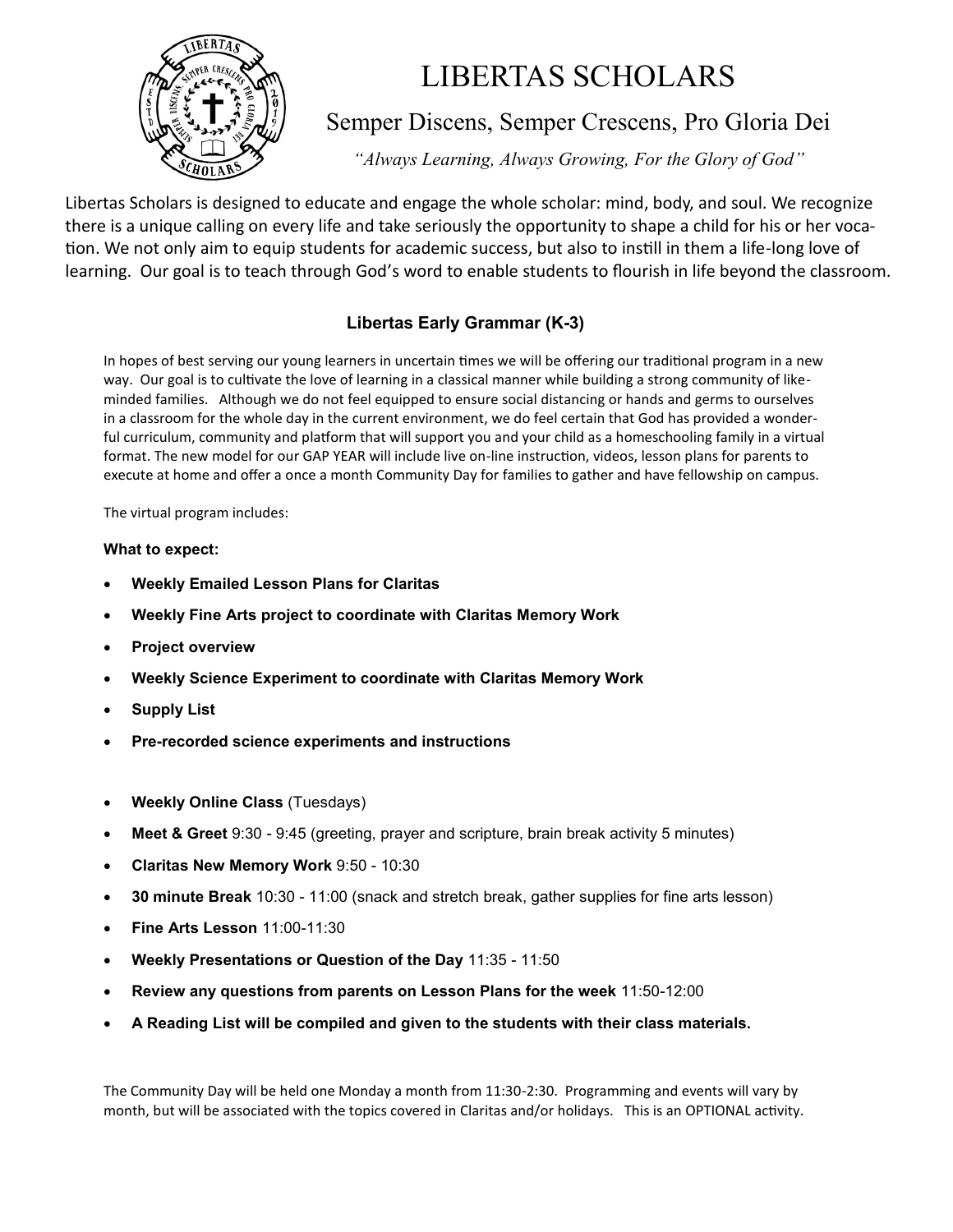# LIBERTAS SCHOLARS

## Semper Discens, Semper Crescens, Pro Gloria Dei

*"Always Learning, Always Growing, For the Glory of God"*

Libertas Scholars is designed to educate and engage the whole scholar: mind, body, and soul. We recognize there is a unique calling on every life and take seriously the opportunity to shape a child for his or her vocation. We not only aim to equip students for academic success, but also to instill in them a life-long love of learning. Our goal is to teach through God's word to enable students to flourish in life beyond the classroom.

### Libertas Early Grammar (K-3)

In hopes of best serving our young learners in uncertain times we will be offering our traditional program in a new way. Our goal is to cultivate the love of learning in a classical manner while building a strong community of like-minded families. Although we do not feel equipped to ensure social distancing or hands and germs to ourselves in a classroom for the whole day in the current environment, we do feel certain that God has provided a wonderful curriculum, community and platform that will support you and your child as a homeschooling family in a virtual format. The new model for our GAP YEAR will include live on-line instruction, videos, lesson plans for parents to execute at home and offer a once a month Community Day for families to gather and have fellowship on campus.

The virtual program includes:

**What to expect:**

- **Weekly Emailed Lesson Plans for Claritas**
- **Weekly Fine Arts project to coordinate with Claritas Memory Work**
- **Project overview**
- **Weekly Science Experiment to coordinate with Claritas Memory Work**
- **Supply List**
- **Pre-recorded science experiments and instructions**

- **Weekly Online Class** (Tuesdays)
- **Meet & Greet** 9:30 - 9:45 (greeting, prayer and scripture, brain break activity 5 minutes)
- **Claritas New Memory Work** 9:50 - 10:30
- **30 minute Break** 10:30 - 11:00 (snack and stretch break, gather supplies for fine arts lesson)
- **Fine Arts Lesson** 11:00-11:30
- **Weekly Presentations or Question of the Day** 11:35 - 11:50
- **Review any questions from parents on Lesson Plans for the week** 11:50-12:00
- **A Reading List will be compiled and given to the students with their class materials.**

The Community Day will be held one Monday a month from 11:30-2:30. Programming and events will vary by month, but will be associated with the topics covered in Claritas and/or holidays. This is an OPTIONAL activity.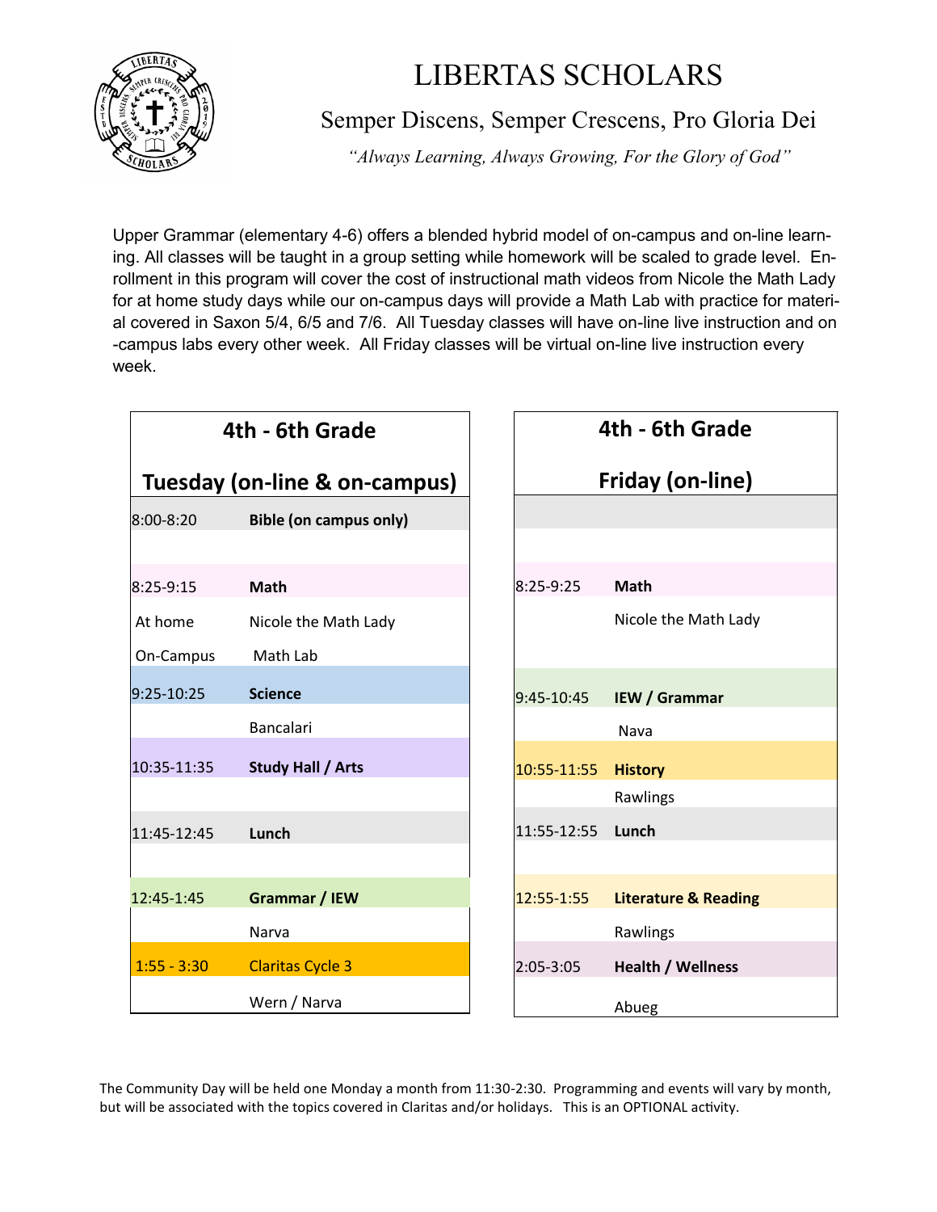# LIBERTAS SCHOLARS

## Semper Discens, Semper Crescens, Pro Gloria Dei

*"Always Learning, Always Growing, For the Glory of God"*

Upper Grammar (elementary 4-6) offers a blended hybrid model of on-campus and on-line learning. All classes will be taught in a group setting while homework will be scaled to grade level. Enrollment in this program will cover the cost of instructional math videos from Nicole the Math Lady for at home study days while our on-campus days will provide a Math Lab with practice for material covered in Saxon 5/4, 6/5 and 7/6. All Tuesday classes will have on-line live instruction and on-campus labs every other week. All Friday classes will be virtual on-line live instruction every week.

**4th - 6th Grade — Tuesday (on-line & on-campus)**

| | |
|---|---|
| 8:00-8:20 | **Bible (on campus only)** |
| 8:25-9:15 | **Math** |
| At home | Nicole the Math Lady |
| On-Campus | Math Lab |
| 9:25-10:25 | **Science** |
| | Bancalari |
| 10:35-11:35 | **Study Hall / Arts** |
| 11:45-12:45 | **Lunch** |
| 12:45-1:45 | **Grammar / IEW** |
| | Narva |
| 1:55 - 3:30 | Claritas Cycle 3 |
| | Wern / Narva |

**4th - 6th Grade — Friday (on-line)**

| | |
|---|---|
| 8:25-9:25 | **Math** |
| | Nicole the Math Lady |
| 9:45-10:45 | **IEW / Grammar** |
| | Nava |
| 10:55-11:55 | **History** |
| | Rawlings |
| 11:55-12:55 | **Lunch** |
| 12:55-1:55 | **Literature & Reading** |
| | Rawlings |
| 2:05-3:05 | **Health / Wellness** |
| | Abueg |

The Community Day will be held one Monday a month from 11:30-2:30. Programming and events will vary by month, but will be associated with the topics covered in Claritas and/or holidays. This is an OPTIONAL activity.